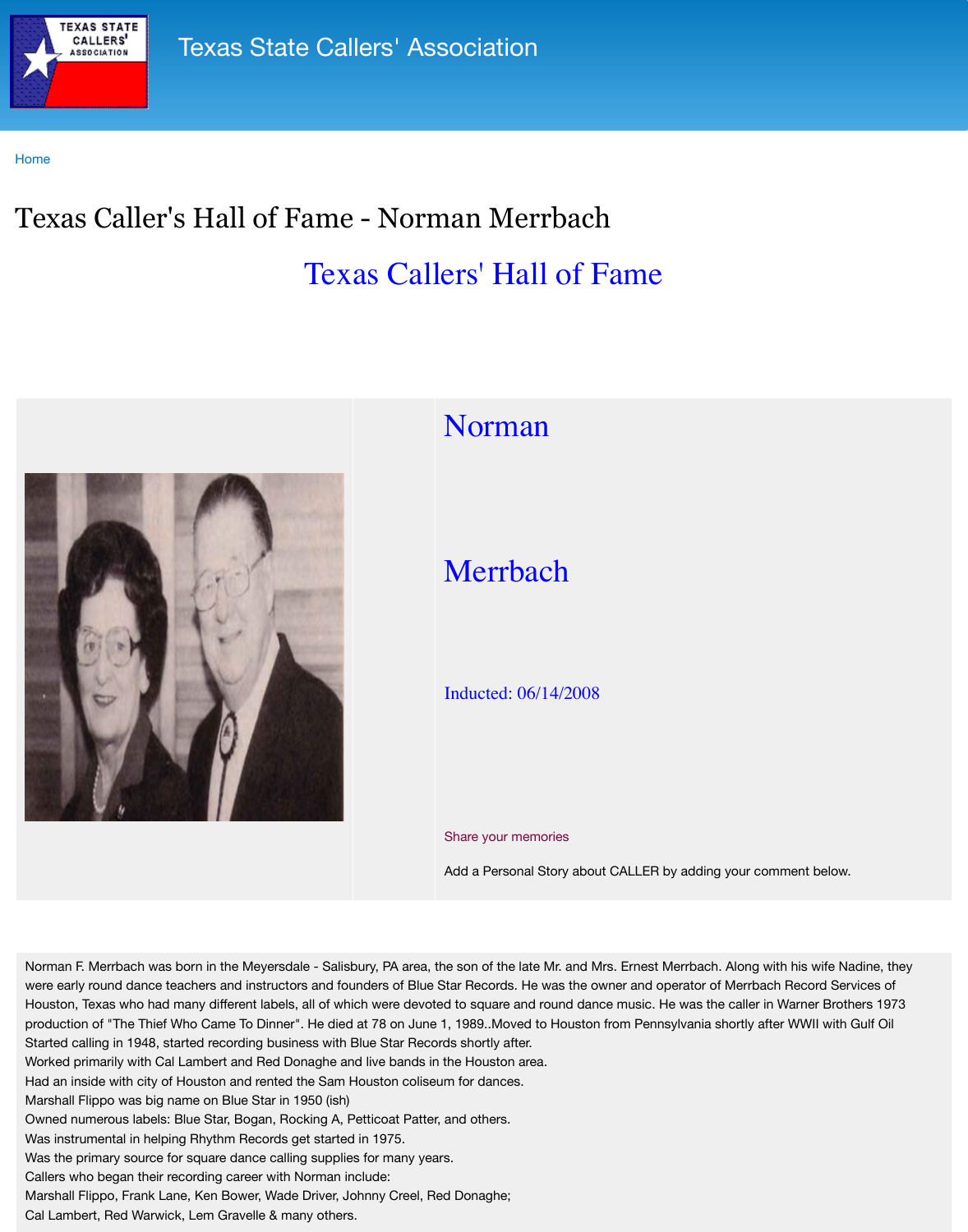Texas State Callers' Association

Home

# Texas Caller's Hall of Fame - Norman Merrbach

## Texas Callers' Hall of Fame

Norman

Merrbach

Inducted: 06/14/2008

Share your memories

Add a Personal Story about CALLER by adding your comment below.

Norman F. Merrbach was born in the Meyersdale - Salisbury, PA area, the son of the late Mr. and Mrs. Ernest Merrbach. Along with his wife Nadine, they were early round dance teachers and instructors and founders of Blue Star Records. He was the owner and operator of Merrbach Record Services of Houston, Texas who had many different labels, all of which were devoted to square and round dance music. He was the caller in Warner Brothers 1973 production of "The Thief Who Came To Dinner". He died at 78 on June 1, 1989..Moved to Houston from Pennsylvania shortly after WWII with Gulf Oil
Started calling in 1948, started recording business with Blue Star Records shortly after.
Worked primarily with Cal Lambert and Red Donaghe and live bands in the Houston area.
Had an inside with city of Houston and rented the Sam Houston coliseum for dances.
Marshall Flippo was big name on Blue Star in 1950 (ish)
Owned numerous labels: Blue Star, Bogan, Rocking A, Petticoat Patter, and others.
Was instrumental in helping Rhythm Records get started in 1975.
Was the primary source for square dance calling supplies for many years.
Callers who began their recording career with Norman include:
Marshall Flippo, Frank Lane, Ken Bower, Wade Driver, Johnny Creel, Red Donaghe;
Cal Lambert, Red Warwick, Lem Gravelle & many others.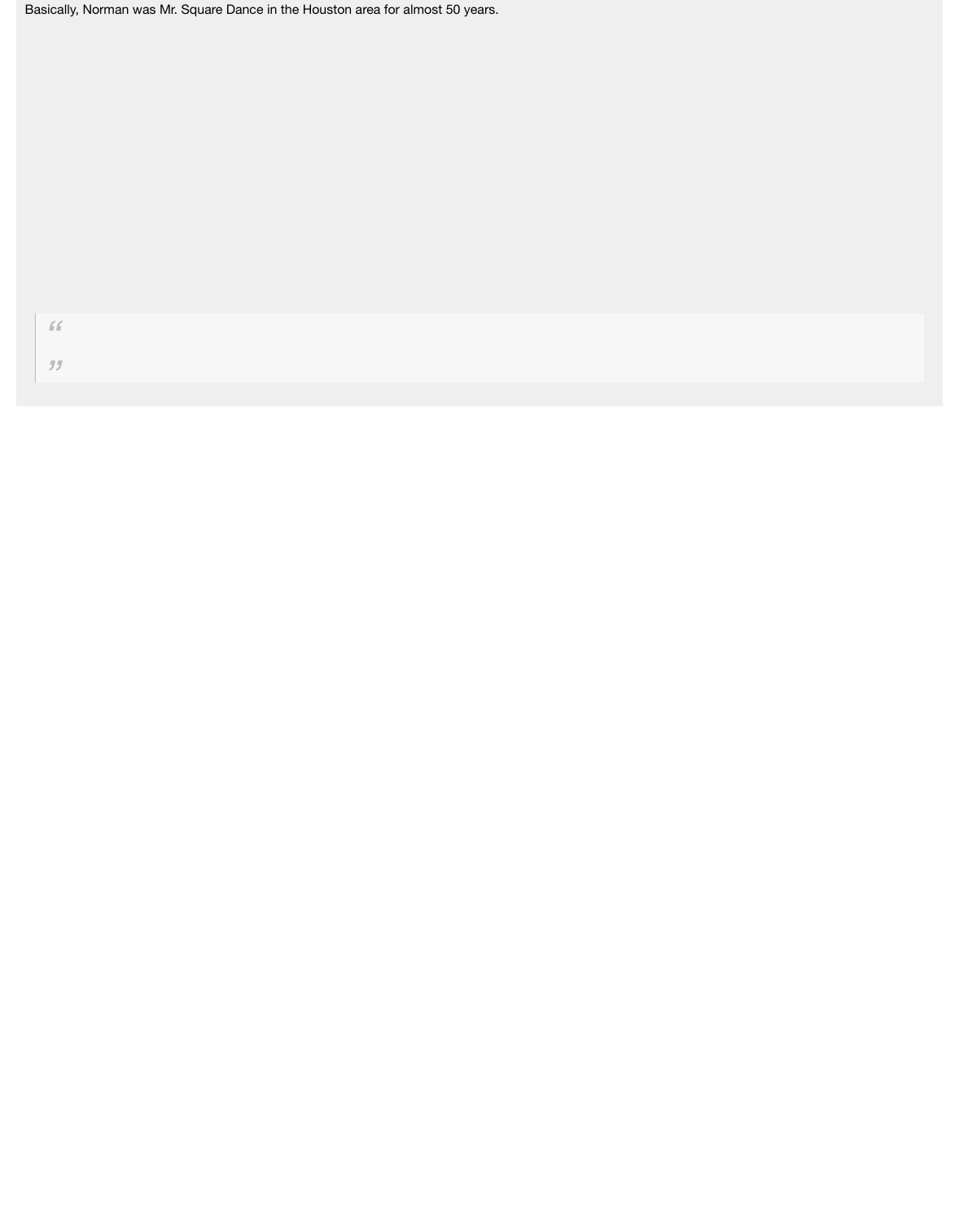Basically, Norman was Mr. Square Dance in the Houston area for almost 50 years.